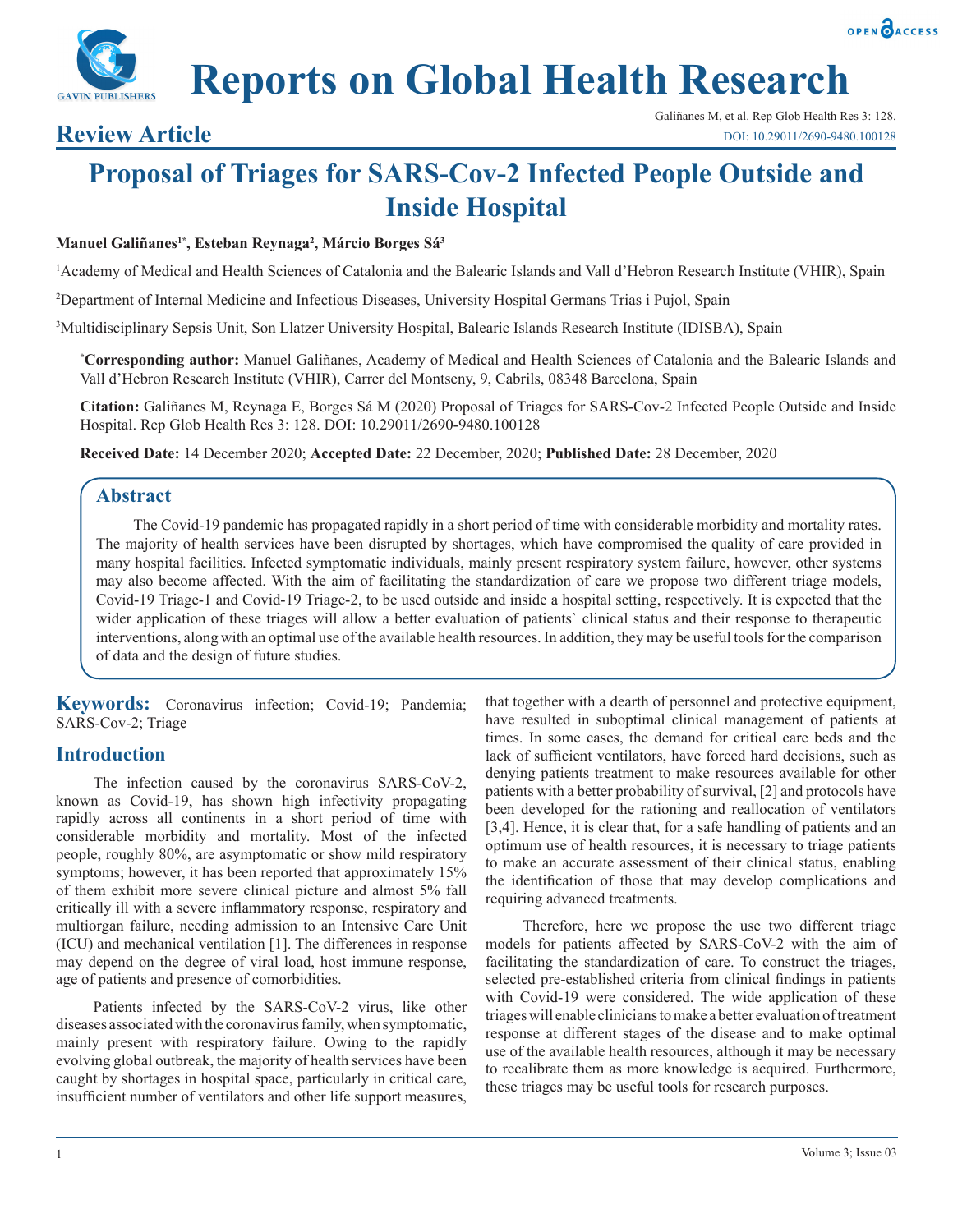# Reports on Global Health Research

## Review Article

# Proposal of Triages for SARS-Cov-2 Infected People Outside and Inside Hospital

**Manuel Galiñanes[1*], Esteban Reynaga[2], Márcio Borges Sá[3]**

[1]Academy of Medical and Health Sciences of Catalonia and the Balearic Islands and Vall d'Hebron Research Institute (VHIR), Spain

[2]Department of Internal Medicine and Infectious Diseases, University Hospital Germans Trias i Pujol, Spain

[3]Multidisciplinary Sepsis Unit, Son Llatzer University Hospital, Balearic Islands Research Institute (IDISBA), Spain

[*]**Corresponding author:** Manuel Galiñanes, Academy of Medical and Health Sciences of Catalonia and the Balearic Islands and Vall d'Hebron Research Institute (VHIR), Carrer del Montseny, 9, Cabrils, 08348 Barcelona, Spain

**Citation:** Galiñanes M, Reynaga E, Borges Sá M (2020) Proposal of Triages for SARS-Cov-2 Infected People Outside and Inside Hospital. Rep Glob Health Res 3: 128. DOI: 10.29011/2690-9480.100128

**Received Date:** 14 December 2020; **Accepted Date:** 22 December, 2020; **Published Date:** 28 December, 2020

## Abstract

The Covid-19 pandemic has propagated rapidly in a short period of time with considerable morbidity and mortality rates. The majority of health services have been disrupted by shortages, which have compromised the quality of care provided in many hospital facilities. Infected symptomatic individuals, mainly present respiratory system failure, however, other systems may also become affected. With the aim of facilitating the standardization of care we propose two different triage models, Covid-19 Triage-1 and Covid-19 Triage-2, to be used outside and inside a hospital setting, respectively. It is expected that the wider application of these triages will allow a better evaluation of patients` clinical status and their response to therapeutic interventions, along with an optimal use of the available health resources. In addition, they may be useful tools for the comparison of data and the design of future studies.

**Keywords:** Coronavirus infection; Covid-19; Pandemia; SARS-Cov-2; Triage

## Introduction

The infection caused by the coronavirus SARS-CoV-2, known as Covid-19, has shown high infectivity propagating rapidly across all continents in a short period of time with considerable morbidity and mortality. Most of the infected people, roughly 80%, are asymptomatic or show mild respiratory symptoms; however, it has been reported that approximately 15% of them exhibit more severe clinical picture and almost 5% fall critically ill with a severe inflammatory response, respiratory and multiorgan failure, needing admission to an Intensive Care Unit (ICU) and mechanical ventilation [1]. The differences in response may depend on the degree of viral load, host immune response, age of patients and presence of comorbidities.

Patients infected by the SARS-CoV-2 virus, like other diseases associated with the coronavirus family, when symptomatic, mainly present with respiratory failure. Owing to the rapidly evolving global outbreak, the majority of health services have been caught by shortages in hospital space, particularly in critical care, insufficient number of ventilators and other life support measures, that together with a dearth of personnel and protective equipment, have resulted in suboptimal clinical management of patients at times. In some cases, the demand for critical care beds and the lack of sufficient ventilators, have forced hard decisions, such as denying patients treatment to make resources available for other patients with a better probability of survival, [2] and protocols have been developed for the rationing and reallocation of ventilators [3,4]. Hence, it is clear that, for a safe handling of patients and an optimum use of health resources, it is necessary to triage patients to make an accurate assessment of their clinical status, enabling the identification of those that may develop complications and requiring advanced treatments.

Therefore, here we propose the use two different triage models for patients affected by SARS-CoV-2 with the aim of facilitating the standardization of care. To construct the triages, selected pre-established criteria from clinical findings in patients with Covid-19 were considered. The wide application of these triages will enable clinicians to make a better evaluation of treatment response at different stages of the disease and to make optimal use of the available health resources, although it may be necessary to recalibrate them as more knowledge is acquired. Furthermore, these triages may be useful tools for research purposes.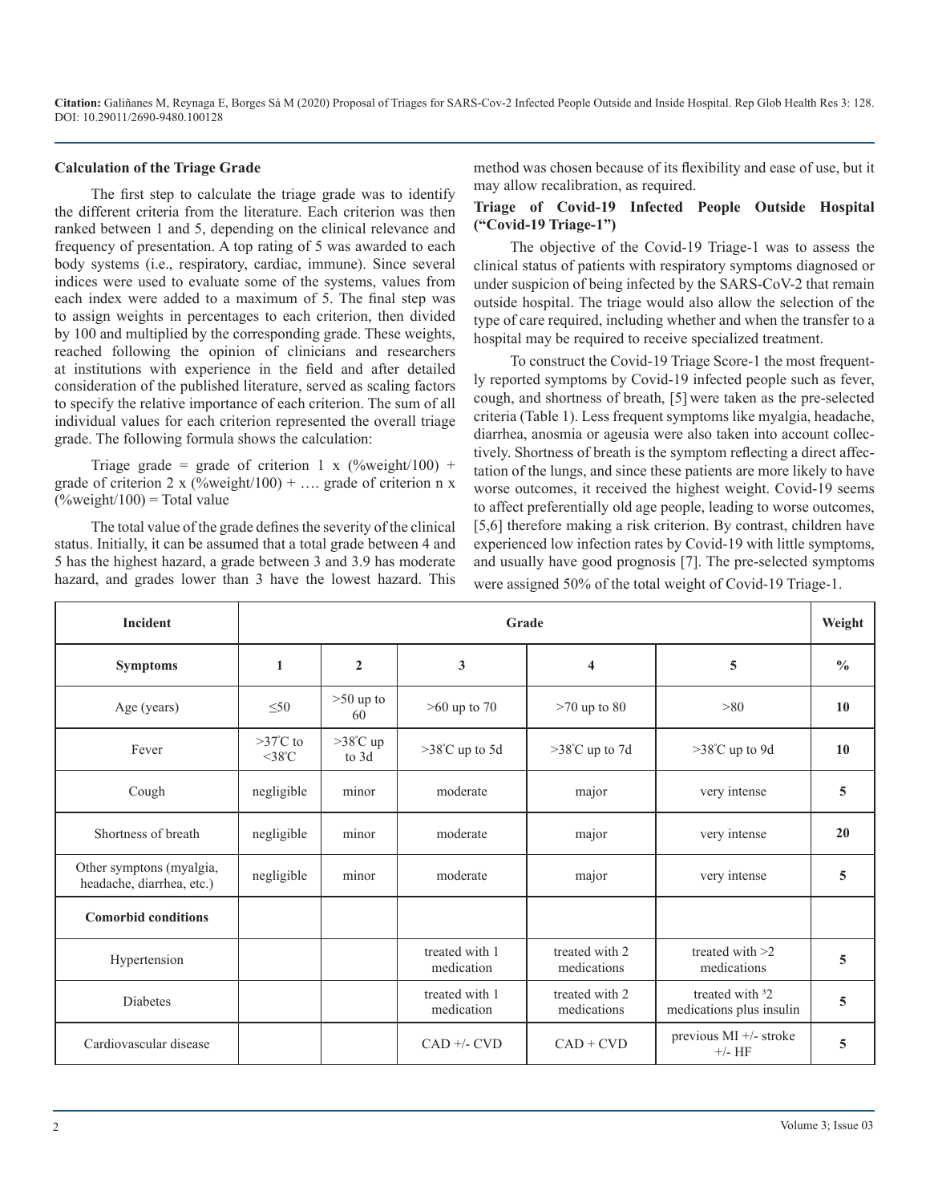### Calculation of the Triage Grade

The first step to calculate the triage grade was to identify the different criteria from the literature. Each criterion was then ranked between 1 and 5, depending on the clinical relevance and frequency of presentation. A top rating of 5 was awarded to each body systems (i.e., respiratory, cardiac, immune). Since several indices were used to evaluate some of the systems, values from each index were added to a maximum of 5. The final step was to assign weights in percentages to each criterion, then divided by 100 and multiplied by the corresponding grade. These weights, reached following the opinion of clinicians and researchers at institutions with experience in the field and after detailed consideration of the published literature, served as scaling factors to specify the relative importance of each criterion. The sum of all individual values for each criterion represented the overall triage grade. The following formula shows the calculation:

Triage grade = grade of criterion 1 x (%weight/100) + grade of criterion 2 x (%weight/100) + …. grade of criterion n x (%weight/100) = Total value

The total value of the grade defines the severity of the clinical status. Initially, it can be assumed that a total grade between 4 and 5 has the highest hazard, a grade between 3 and 3.9 has moderate hazard, and grades lower than 3 have the lowest hazard. This method was chosen because of its flexibility and ease of use, but it may allow recalibration, as required.

### Triage of Covid-19 Infected People Outside Hospital ("Covid-19 Triage-1")

The objective of the Covid-19 Triage-1 was to assess the clinical status of patients with respiratory symptoms diagnosed or under suspicion of being infected by the SARS-CoV-2 that remain outside hospital. The triage would also allow the selection of the type of care required, including whether and when the transfer to a hospital may be required to receive specialized treatment.

To construct the Covid-19 Triage Score-1 the most frequently reported symptoms by Covid-19 infected people such as fever, cough, and shortness of breath, [5] were taken as the pre-selected criteria (Table 1). Less frequent symptoms like myalgia, headache, diarrhea, anosmia or ageusia were also taken into account collectively. Shortness of breath is the symptom reflecting a direct affectation of the lungs, and since these patients are more likely to have worse outcomes, it received the highest weight. Covid-19 seems to affect preferentially old age people, leading to worse outcomes, [5,6] therefore making a risk criterion. By contrast, children have experienced low infection rates by Covid-19 with little symptoms, and usually have good prognosis [7]. The pre-selected symptoms were assigned 50% of the total weight of Covid-19 Triage-1.

| Incident | Grade | | | | | Weight |
|---|---|---|---|---|---|---|
| **Symptoms** | **1** | **2** | **3** | **4** | **5** | **%** |
| Age (years) | ≤50 | >50 up to 60 | >60 up to 70 | >70 up to 80 | >80 | **10** |
| Fever | >37°C to <38°C | >38°C up to 3d | >38°C up to 5d | >38°C up to 7d | >38°C up to 9d | **10** |
| Cough | negligible | minor | moderate | major | very intense | **5** |
| Shortness of breath | negligible | minor | moderate | major | very intense | **20** |
| Other symptons (myalgia, headache, diarrhea, etc.) | negligible | minor | moderate | major | very intense | **5** |
| **Comorbid conditions** | | | | | | |
| Hypertension | | | treated with 1 medication | treated with 2 medications | treated with >2 medications | **5** |
| Diabetes | | | treated with 1 medication | treated with 2 medications | treated with ³2 medications plus insulin | **5** |
| Cardiovascular disease | | | CAD +/- CVD | CAD + CVD | previous MI +/- stroke +/- HF | **5** |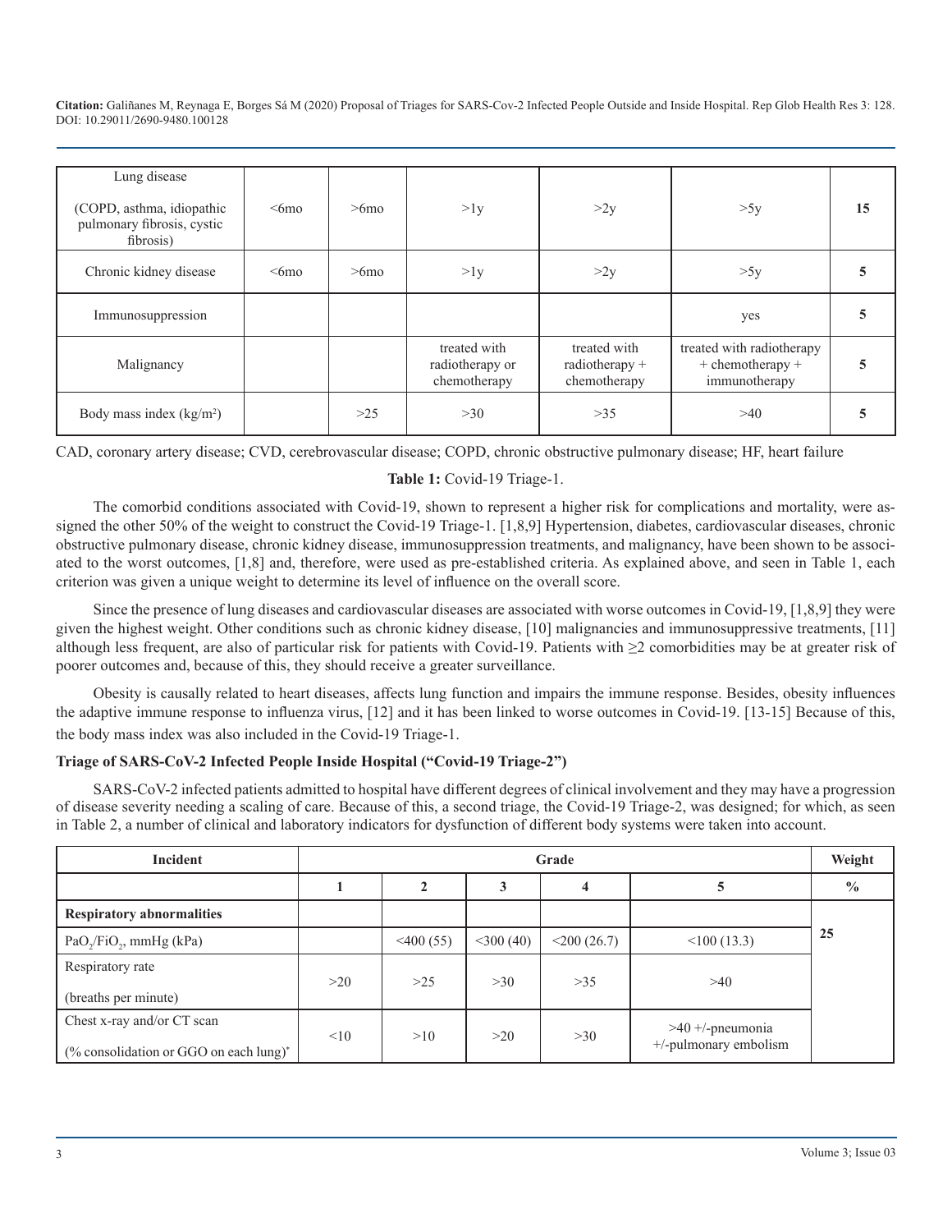| Lung disease<br><br>(COPD, asthma, idiopathic pulmonary fibrosis, cystic fibrosis) | <6mo | >6mo | >1y | >2y | >5y | **15** |
|---|---|---|---|---|---|---|
| Chronic kidney disease | <6mo | >6mo | >1y | >2y | >5y | **5** |
| Immunosuppression | | | | | yes | **5** |
| Malignancy | | | treated with radiotherapy or chemotherapy | treated with radiotherapy + chemotherapy | treated with radiotherapy + chemotherapy + immunotherapy | **5** |
| Body mass index (kg/m$^2$) | | >25 | >30 | >35 | >40 | **5** |

CAD, coronary artery disease; CVD, cerebrovascular disease; COPD, chronic obstructive pulmonary disease; HF, heart failure

**Table 1:** Covid-19 Triage-1.

The comorbid conditions associated with Covid-19, shown to represent a higher risk for complications and mortality, were assigned the other 50% of the weight to construct the Covid-19 Triage-1. [1,8,9] Hypertension, diabetes, cardiovascular diseases, chronic obstructive pulmonary disease, chronic kidney disease, immunosuppression treatments, and malignancy, have been shown to be associated to the worst outcomes, [1,8] and, therefore, were used as pre-established criteria. As explained above, and seen in Table 1, each criterion was given a unique weight to determine its level of influence on the overall score.

Since the presence of lung diseases and cardiovascular diseases are associated with worse outcomes in Covid-19, [1,8,9] they were given the highest weight. Other conditions such as chronic kidney disease, [10] malignancies and immunosuppressive treatments, [11] although less frequent, are also of particular risk for patients with Covid-19. Patients with ≥2 comorbidities may be at greater risk of poorer outcomes and, because of this, they should receive a greater surveillance.

Obesity is causally related to heart diseases, affects lung function and impairs the immune response. Besides, obesity influences the adaptive immune response to influenza virus, [12] and it has been linked to worse outcomes in Covid-19. [13-15] Because of this, the body mass index was also included in the Covid-19 Triage-1.

### Triage of SARS-CoV-2 Infected People Inside Hospital ("Covid-19 Triage-2")

SARS-CoV-2 infected patients admitted to hospital have different degrees of clinical involvement and they may have a progression of disease severity needing a scaling of care. Because of this, a second triage, the Covid-19 Triage-2, was designed; for which, as seen in Table 2, a number of clinical and laboratory indicators for dysfunction of different body systems were taken into account.

| **Incident** | **Grade** | | | | | **Weight** |
|---|---|---|---|---|---|---|
| | **1** | **2** | **3** | **4** | **5** | **%** |
| **Respiratory abnormalities** | | | | | | **25** |
| $PaO_2/FiO_2$, mmHg (kPa) | | <400 (55) | <300 (40) | <200 (26.7) | <100 (13.3) | |
| Respiratory rate<br><br>(breaths per minute) | >20 | >25 | >30 | >35 | >40 | |
| Chest x-ray and/or CT scan<br><br>(% consolidation or GGO on each lung)* | <10 | >10 | >20 | >30 | >40 +/-pneumonia +/-pulmonary embolism | |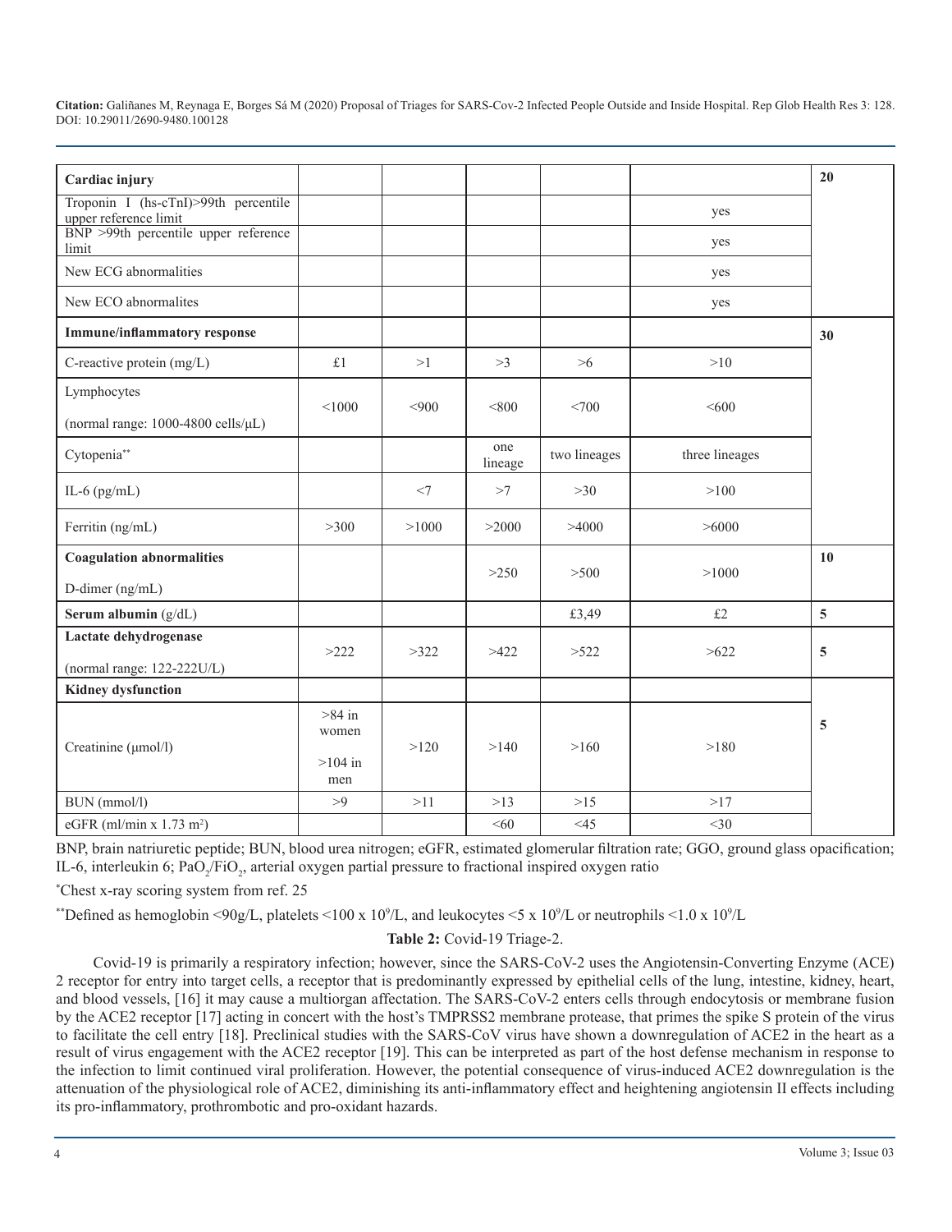| Cardiac injury | | | | | | 20 |
|---|---|---|---|---|---|---|
| Troponin I (hs-cTnI)>99th percentile upper reference limit | | | | | yes | |
| BNP >99th percentile upper reference limit | | | | | yes | |
| New ECG abnormalities | | | | | yes | |
| New ECO abnormalites | | | | | yes | |
| **Immune/inflammatory response** | | | | | | **30** |
| C-reactive protein (mg/L) | £1 | >1 | >3 | >6 | >10 | |
| Lymphocytes (normal range: 1000-4800 cells/μL) | <1000 | <900 | <800 | <700 | <600 | |
| Cytopenia** | | | one lineage | two lineages | three lineages | |
| IL-6 (pg/mL) | | <7 | >7 | >30 | >100 | |
| Ferritin (ng/mL) | >300 | >1000 | >2000 | >4000 | >6000 | |
| **Coagulation abnormalities** D-dimer (ng/mL) | | | >250 | >500 | >1000 | **10** |
| **Serum albumin** (g/dL) | | | | £3,49 | £2 | **5** |
| **Lactate dehydrogenase** (normal range: 122-222U/L) | >222 | >322 | >422 | >522 | >622 | **5** |
| **Kidney dysfunction** | | | | | | **5** |
| Creatinine (μmol/l) | >84 in women >104 in men | >120 | >140 | >160 | >180 | |
| BUN (mmol/l) | >9 | >11 | >13 | >15 | >17 | |
| eGFR (ml/min x 1.73 m²) | | | <60 | <45 | <30 | |

BNP, brain natriuretic peptide; BUN, blood urea nitrogen; eGFR, estimated glomerular filtration rate; GGO, ground glass opacification; IL-6, interleukin 6; $PaO_2/FiO_2$, arterial oxygen partial pressure to fractional inspired oxygen ratio

*Chest x-ray scoring system from ref. 25

**Defined as hemoglobin <90g/L, platelets <100 x $10^9$/L, and leukocytes <5 x $10^9$/L or neutrophils <1.0 x $10^9$/L

**Table 2:** Covid-19 Triage-2.

Covid-19 is primarily a respiratory infection; however, since the SARS-CoV-2 uses the Angiotensin-Converting Enzyme (ACE) 2 receptor for entry into target cells, a receptor that is predominantly expressed by epithelial cells of the lung, intestine, kidney, heart, and blood vessels, [16] it may cause a multiorgan affectation. The SARS-CoV-2 enters cells through endocytosis or membrane fusion by the ACE2 receptor [17] acting in concert with the host's TMPRSS2 membrane protease, that primes the spike S protein of the virus to facilitate the cell entry [18]. Preclinical studies with the SARS-CoV virus have shown a downregulation of ACE2 in the heart as a result of virus engagement with the ACE2 receptor [19]. This can be interpreted as part of the host defense mechanism in response to the infection to limit continued viral proliferation. However, the potential consequence of virus-induced ACE2 downregulation is the attenuation of the physiological role of ACE2, diminishing its anti-inflammatory effect and heightening angiotensin II effects including its pro-inflammatory, prothrombotic and pro-oxidant hazards.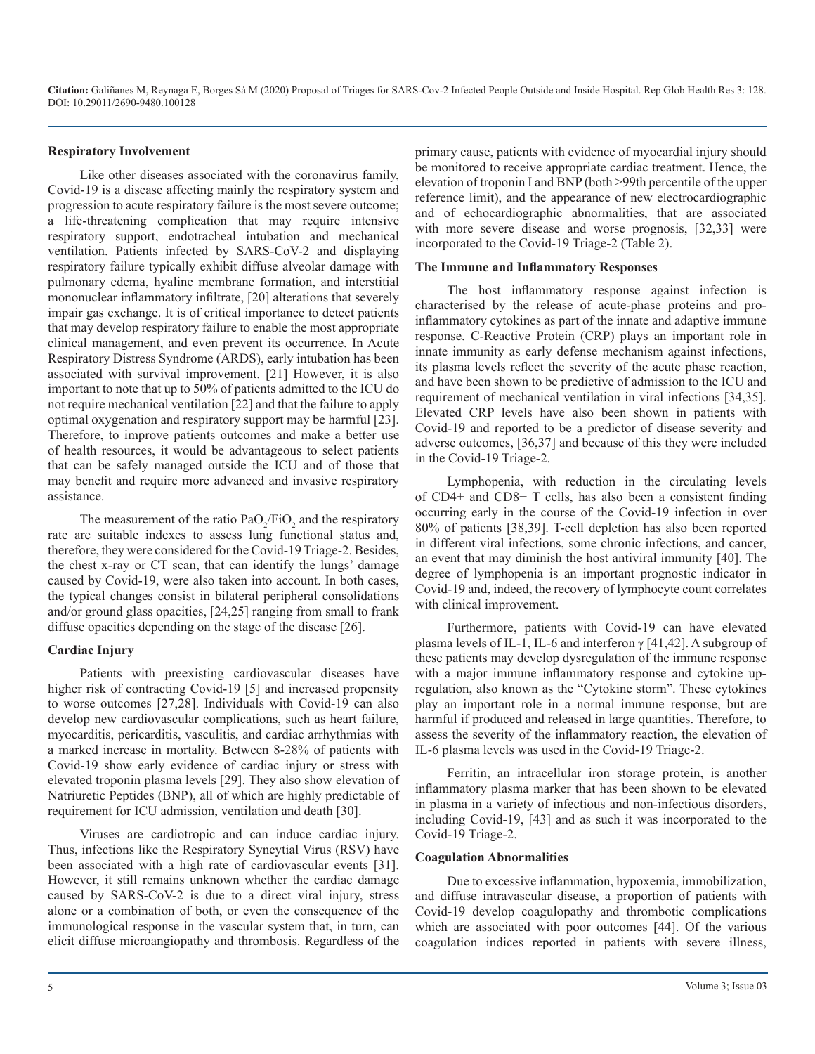## Respiratory Involvement

Like other diseases associated with the coronavirus family, Covid-19 is a disease affecting mainly the respiratory system and progression to acute respiratory failure is the most severe outcome; a life-threatening complication that may require intensive respiratory support, endotracheal intubation and mechanical ventilation. Patients infected by SARS-CoV-2 and displaying respiratory failure typically exhibit diffuse alveolar damage with pulmonary edema, hyaline membrane formation, and interstitial mononuclear inflammatory infiltrate, [20] alterations that severely impair gas exchange. It is of critical importance to detect patients that may develop respiratory failure to enable the most appropriate clinical management, and even prevent its occurrence. In Acute Respiratory Distress Syndrome (ARDS), early intubation has been associated with survival improvement. [21] However, it is also important to note that up to 50% of patients admitted to the ICU do not require mechanical ventilation [22] and that the failure to apply optimal oxygenation and respiratory support may be harmful [23]. Therefore, to improve patients outcomes and make a better use of health resources, it would be advantageous to select patients that can be safely managed outside the ICU and of those that may benefit and require more advanced and invasive respiratory assistance.

The measurement of the ratio $PaO_2/FiO_2$ and the respiratory rate are suitable indexes to assess lung functional status and, therefore, they were considered for the Covid-19 Triage-2. Besides, the chest x-ray or CT scan, that can identify the lungs' damage caused by Covid-19, were also taken into account. In both cases, the typical changes consist in bilateral peripheral consolidations and/or ground glass opacities, [24,25] ranging from small to frank diffuse opacities depending on the stage of the disease [26].

## Cardiac Injury

Patients with preexisting cardiovascular diseases have higher risk of contracting Covid-19 [5] and increased propensity to worse outcomes [27,28]. Individuals with Covid-19 can also develop new cardiovascular complications, such as heart failure, myocarditis, pericarditis, vasculitis, and cardiac arrhythmias with a marked increase in mortality. Between 8-28% of patients with Covid-19 show early evidence of cardiac injury or stress with elevated troponin plasma levels [29]. They also show elevation of Natriuretic Peptides (BNP), all of which are highly predictable of requirement for ICU admission, ventilation and death [30].

Viruses are cardiotropic and can induce cardiac injury. Thus, infections like the Respiratory Syncytial Virus (RSV) have been associated with a high rate of cardiovascular events [31]. However, it still remains unknown whether the cardiac damage caused by SARS-CoV-2 is due to a direct viral injury, stress alone or a combination of both, or even the consequence of the immunological response in the vascular system that, in turn, can elicit diffuse microangiopathy and thrombosis. Regardless of the primary cause, patients with evidence of myocardial injury should be monitored to receive appropriate cardiac treatment. Hence, the elevation of troponin I and BNP (both >99th percentile of the upper reference limit), and the appearance of new electrocardiographic and of echocardiographic abnormalities, that are associated with more severe disease and worse prognosis, [32,33] were incorporated to the Covid-19 Triage-2 (Table 2).

## The Immune and Inflammatory Responses

The host inflammatory response against infection is characterised by the release of acute-phase proteins and pro-inflammatory cytokines as part of the innate and adaptive immune response. C-Reactive Protein (CRP) plays an important role in innate immunity as early defense mechanism against infections, its plasma levels reflect the severity of the acute phase reaction, and have been shown to be predictive of admission to the ICU and requirement of mechanical ventilation in viral infections [34,35]. Elevated CRP levels have also been shown in patients with Covid-19 and reported to be a predictor of disease severity and adverse outcomes, [36,37] and because of this they were included in the Covid-19 Triage-2.

Lymphopenia, with reduction in the circulating levels of CD4+ and CD8+ T cells, has also been a consistent finding occurring early in the course of the Covid-19 infection in over 80% of patients [38,39]. T-cell depletion has also been reported in different viral infections, some chronic infections, and cancer, an event that may diminish the host antiviral immunity [40]. The degree of lymphopenia is an important prognostic indicator in Covid-19 and, indeed, the recovery of lymphocyte count correlates with clinical improvement.

Furthermore, patients with Covid-19 can have elevated plasma levels of IL-1, IL-6 and interferon $\gamma$ [41,42]. A subgroup of these patients may develop dysregulation of the immune response with a major immune inflammatory response and cytokine up-regulation, also known as the "Cytokine storm". These cytokines play an important role in a normal immune response, but are harmful if produced and released in large quantities. Therefore, to assess the severity of the inflammatory reaction, the elevation of IL-6 plasma levels was used in the Covid-19 Triage-2.

Ferritin, an intracellular iron storage protein, is another inflammatory plasma marker that has been shown to be elevated in plasma in a variety of infectious and non-infectious disorders, including Covid-19, [43] and as such it was incorporated to the Covid-19 Triage-2.

## Coagulation Abnormalities

Due to excessive inflammation, hypoxemia, immobilization, and diffuse intravascular disease, a proportion of patients with Covid-19 develop coagulopathy and thrombotic complications which are associated with poor outcomes [44]. Of the various coagulation indices reported in patients with severe illness,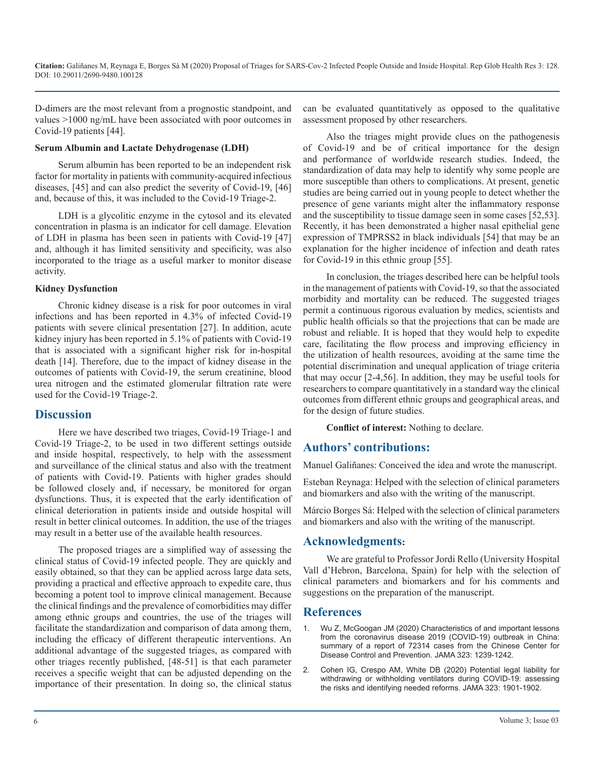D-dimers are the most relevant from a prognostic standpoint, and values >1000 ng/mL have been associated with poor outcomes in Covid-19 patients [44].

### Serum Albumin and Lactate Dehydrogenase (LDH)

Serum albumin has been reported to be an independent risk factor for mortality in patients with community-acquired infectious diseases, [45] and can also predict the severity of Covid-19, [46] and, because of this, it was included to the Covid-19 Triage-2.

LDH is a glycolitic enzyme in the cytosol and its elevated concentration in plasma is an indicator for cell damage. Elevation of LDH in plasma has been seen in patients with Covid-19 [47] and, although it has limited sensitivity and specificity, was also incorporated to the triage as a useful marker to monitor disease activity.

### Kidney Dysfunction

Chronic kidney disease is a risk for poor outcomes in viral infections and has been reported in 4.3% of infected Covid-19 patients with severe clinical presentation [27]. In addition, acute kidney injury has been reported in 5.1% of patients with Covid-19 that is associated with a significant higher risk for in-hospital death [14]. Therefore, due to the impact of kidney disease in the outcomes of patients with Covid-19, the serum creatinine, blood urea nitrogen and the estimated glomerular filtration rate were used for the Covid-19 Triage-2.

## Discussion

Here we have described two triages, Covid-19 Triage-1 and Covid-19 Triage-2, to be used in two different settings outside and inside hospital, respectively, to help with the assessment and surveillance of the clinical status and also with the treatment of patients with Covid-19. Patients with higher grades should be followed closely and, if necessary, be monitored for organ dysfunctions. Thus, it is expected that the early identification of clinical deterioration in patients inside and outside hospital will result in better clinical outcomes. In addition, the use of the triages may result in a better use of the available health resources.

The proposed triages are a simplified way of assessing the clinical status of Covid-19 infected people. They are quickly and easily obtained, so that they can be applied across large data sets, providing a practical and effective approach to expedite care, thus becoming a potent tool to improve clinical management. Because the clinical findings and the prevalence of comorbidities may differ among ethnic groups and countries, the use of the triages will facilitate the standardization and comparison of data among them, including the efficacy of different therapeutic interventions. An additional advantage of the suggested triages, as compared with other triages recently published, [48-51] is that each parameter receives a specific weight that can be adjusted depending on the importance of their presentation. In doing so, the clinical status can be evaluated quantitatively as opposed to the qualitative assessment proposed by other researchers.

Also the triages might provide clues on the pathogenesis of Covid-19 and be of critical importance for the design and performance of worldwide research studies. Indeed, the standardization of data may help to identify why some people are more susceptible than others to complications. At present, genetic studies are being carried out in young people to detect whether the presence of gene variants might alter the inflammatory response and the susceptibility to tissue damage seen in some cases [52,53]. Recently, it has been demonstrated a higher nasal epithelial gene expression of TMPRSS2 in black individuals [54] that may be an explanation for the higher incidence of infection and death rates for Covid-19 in this ethnic group [55].

In conclusion, the triages described here can be helpful tools in the management of patients with Covid-19, so that the associated morbidity and mortality can be reduced. The suggested triages permit a continuous rigorous evaluation by medics, scientists and public health officials so that the projections that can be made are robust and reliable. It is hoped that they would help to expedite care, facilitating the flow process and improving efficiency in the utilization of health resources, avoiding at the same time the potential discrimination and unequal application of triage criteria that may occur [2-4,56]. In addition, they may be useful tools for researchers to compare quantitatively in a standard way the clinical outcomes from different ethnic groups and geographical areas, and for the design of future studies.

**Conflict of interest:** Nothing to declare.

## Authors' contributions:

Manuel Galiñanes: Conceived the idea and wrote the manuscript.

Esteban Reynaga: Helped with the selection of clinical parameters and biomarkers and also with the writing of the manuscript.

Márcio Borges Sá: Helped with the selection of clinical parameters and biomarkers and also with the writing of the manuscript.

## Acknowledgments:

We are grateful to Professor Jordi Rello (University Hospital Vall d'Hebron, Barcelona, Spain) for help with the selection of clinical parameters and biomarkers and for his comments and suggestions on the preparation of the manuscript.

## References

1. Wu Z, McGoogan JM (2020) Characteristics of and important lessons from the coronavirus disease 2019 (COVID-19) outbreak in China: summary of a report of 72314 cases from the Chinese Center for Disease Control and Prevention. JAMA 323: 1239-1242.
2. Cohen IG, Crespo AM, White DB (2020) Potential legal liability for withdrawing or withholding ventilators during COVID-19: assessing the risks and identifying needed reforms. JAMA 323: 1901-1902.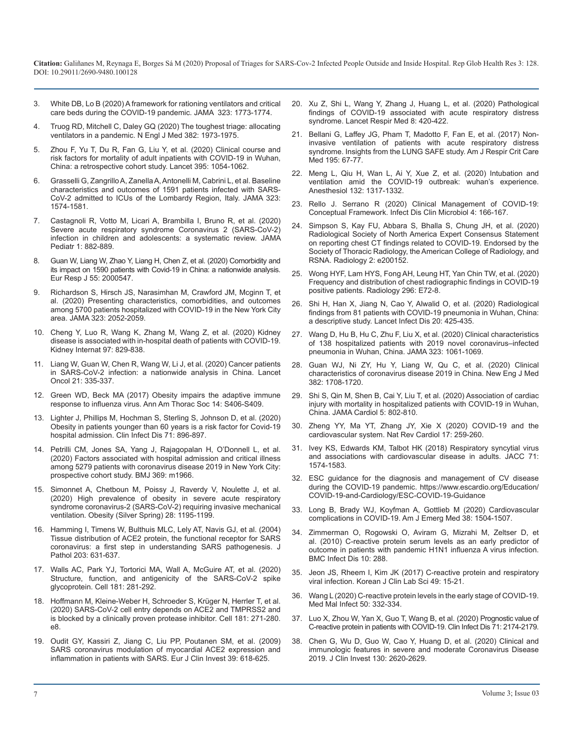3. White DB, Lo B (2020) A framework for rationing ventilators and critical care beds during the COVID-19 pandemic. JAMA 323: 1773-1774.

4. Truog RD, Mitchell C, Daley GQ (2020) The toughest triage: allocating ventilators in a pandemic. N Engl J Med 382: 1973-1975.

5. Zhou F, Yu T, Du R, Fan G, Liu Y, et al. (2020) Clinical course and risk factors for mortality of adult inpatients with COVID-19 in Wuhan, China: a retrospective cohort study. Lancet 395: 1054-1062.

6. Grasselli G, Zangrillo A, Zanella A, Antonelli M, Cabrini L, et al. Baseline characteristics and outcomes of 1591 patients infected with SARS-CoV-2 admitted to ICUs of the Lombardy Region, Italy. JAMA 323: 1574-1581.

7. Castagnoli R, Votto M, Licari A, Brambilla I, Bruno R, et al. (2020) Severe acute respiratory syndrome Coronavirus 2 (SARS-CoV-2) infection in children and adolescents: a systematic review. JAMA Pediatr 1: 882-889.

8. Guan W, Liang W, Zhao Y, Liang H, Chen Z, et al. (2020) Comorbidity and its impact on 1590 patients with Covid-19 in China: a nationwide analysis. Eur Resp J 55: 2000547.

9. Richardson S, Hirsch JS, Narasimhan M, Crawford JM, Mcginn T, et al. (2020) Presenting characteristics, comorbidities, and outcomes among 5700 patients hospitalized with COVID-19 in the New York City area. JAMA 323: 2052-2059.

10. Cheng Y, Luo R, Wang K, Zhang M, Wang Z, et al. (2020) Kidney disease is associated with in-hospital death of patients with COVID-19. Kidney Internat 97: 829-838.

11. Liang W, Guan W, Chen R, Wang W, Li J, et al. (2020) Cancer patients in SARS-CoV-2 infection: a nationwide analysis in China. Lancet Oncol 21: 335-337.

12. Green WD, Beck MA (2017) Obesity impairs the adaptive immune response to influenza virus. Ann Am Thorac Soc 14: S406-S409.

13. Lighter J, Phillips M, Hochman S, Sterling S, Johnson D, et al. (2020) Obesity in patients younger than 60 years is a risk factor for Covid-19 hospital admission. Clin Infect Dis 71: 896-897.

14. Petrilli CM, Jones SA, Yang J, Rajagopalan H, O'Donnell L, et al. (2020) Factors associated with hospital admission and critical illness among 5279 patients with coronavirus disease 2019 in New York City: prospective cohort study. BMJ 369: m1966.

15. Simonnet A, Chetboun M, Poissy J, Raverdy V, Noulette J, et al. (2020) High prevalence of obesity in severe acute respiratory syndrome coronavirus-2 (SARS-CoV-2) requiring invasive mechanical ventilation. Obesity (Silver Spring) 28: 1195-1199.

16. Hamming I, Timens W, Bulthuis MLC, Lely AT, Navis GJ, et al. (2004) Tissue distribution of ACE2 protein, the functional receptor for SARS coronavirus: a first step in understanding SARS pathogenesis. J Pathol 203: 631-637.

17. Walls AC, Park YJ, Tortorici MA, Wall A, McGuire AT, et al. (2020) Structure, function, and antigenicity of the SARS-CoV-2 spike glycoprotein. Cell 181: 281-292.

18. Hoffmann M, Kleine-Weber H, Schroeder S, Krüger N, Herrler T, et al. (2020) SARS-CoV-2 cell entry depends on ACE2 and TMPRSS2 and is blocked by a clinically proven protease inhibitor. Cell 181: 271-280. e8.

19. Oudit GY, Kassiri Z, Jiang C, Liu PP, Poutanen SM, et al. (2009) SARS coronavirus modulation of myocardial ACE2 expression and inflammation in patients with SARS. Eur J Clin Invest 39: 618-625.

20. Xu Z, Shi L, Wang Y, Zhang J, Huang L, et al. (2020) Pathological findings of COVID-19 associated with acute respiratory distress syndrome. Lancet Respir Med 8: 420-422.

21. Bellani G, Laffey JG, Pham T, Madotto F, Fan E, et al. (2017) Non-invasive ventilation of patients with acute respiratory distress syndrome. Insights from the LUNG SAFE study. Am J Respir Crit Care Med 195: 67-77.

22. Meng L, Qiu H, Wan L, Ai Y, Xue Z, et al. (2020) Intubation and ventilation amid the COVID-19 outbreak: wuhan's experience. Anesthesiol 132: 1317-1332.

23. Rello J. Serrano R (2020) Clinical Management of COVID-19: Conceptual Framework. Infect Dis Clin Microbiol 4: 166-167.

24. Simpson S, Kay FU, Abbara S, Bhalla S, Chung JH, et al. (2020) Radiological Society of North America Expert Consensus Statement on reporting chest CT findings related to COVID-19. Endorsed by the Society of Thoracic Radiology, the American College of Radiology, and RSNA. Radiology 2: e200152.

25. Wong HYF, Lam HYS, Fong AH, Leung HT, Yan Chin TW, et al. (2020) Frequency and distribution of chest radiographic findings in COVID-19 positive patients. Radiology 296: E72-8.

26. Shi H, Han X, Jiang N, Cao Y, Alwalid O, et al. (2020) Radiological findings from 81 patients with COVID-19 pneumonia in Wuhan, China: a descriptive study. Lancet Infect Dis 20: 425-435.

27. Wang D, Hu B, Hu C, Zhu F, Liu X, et al. (2020) Clinical characteristics of 138 hospitalized patients with 2019 novel coronavirus–infected pneumonia in Wuhan, China. JAMA 323: 1061-1069.

28. Guan WJ, Ni ZY, Hu Y, Liang W, Qu C, et al. (2020) Clinical characteristics of coronavirus disease 2019 in China. New Eng J Med 382: 1708-1720.

29. Shi S, Qin M, Shen B, Cai Y, Liu T, et al. (2020) Association of cardiac injury with mortality in hospitalized patients with COVID-19 in Wuhan, China. JAMA Cardiol 5: 802-810.

30. Zheng YY, Ma YT, Zhang JY, Xie X (2020) COVID-19 and the cardiovascular system. Nat Rev Cardiol 17: 259-260.

31. Ivey KS, Edwards KM, Talbot HK (2018) Respiratory syncytial virus and associations with cardiovascular disease in adults. JACC 71: 1574-1583.

32. ESC guidance for the diagnosis and management of CV disease during the COVID-19 pandemic. https://www.escardio.org/Education/COVID-19-and-Cardiology/ESC-COVID-19-Guidance

33. Long B, Brady WJ, Koyfman A, Gottlieb M (2020) Cardiovascular complications in COVID-19. Am J Emerg Med 38: 1504-1507.

34. Zimmerman O, Rogowski O, Aviram G, Mizrahi M, Zeltser D, et al. (2010) C-reactive protein serum levels as an early predictor of outcome in patients with pandemic H1N1 influenza A virus infection. BMC Infect Dis 10: 288.

35. Jeon JS, Rheem I, Kim JK (2017) C-reactive protein and respiratory viral infection. Korean J Clin Lab Sci 49: 15-21.

36. Wang L (2020) C-reactive protein levels in the early stage of COVID-19. Med Mal Infect 50: 332-334.

37. Luo X, Zhou W, Yan X, Guo T, Wang B, et al. (2020) Prognostic value of C-reactive protein in patients with COVID-19. Clin Infect Dis 71: 2174-2179.

38. Chen G, Wu D, Guo W, Cao Y, Huang D, et al. (2020) Clinical and immunologic features in severe and moderate Coronavirus Disease 2019. J Clin Invest 130: 2620-2629.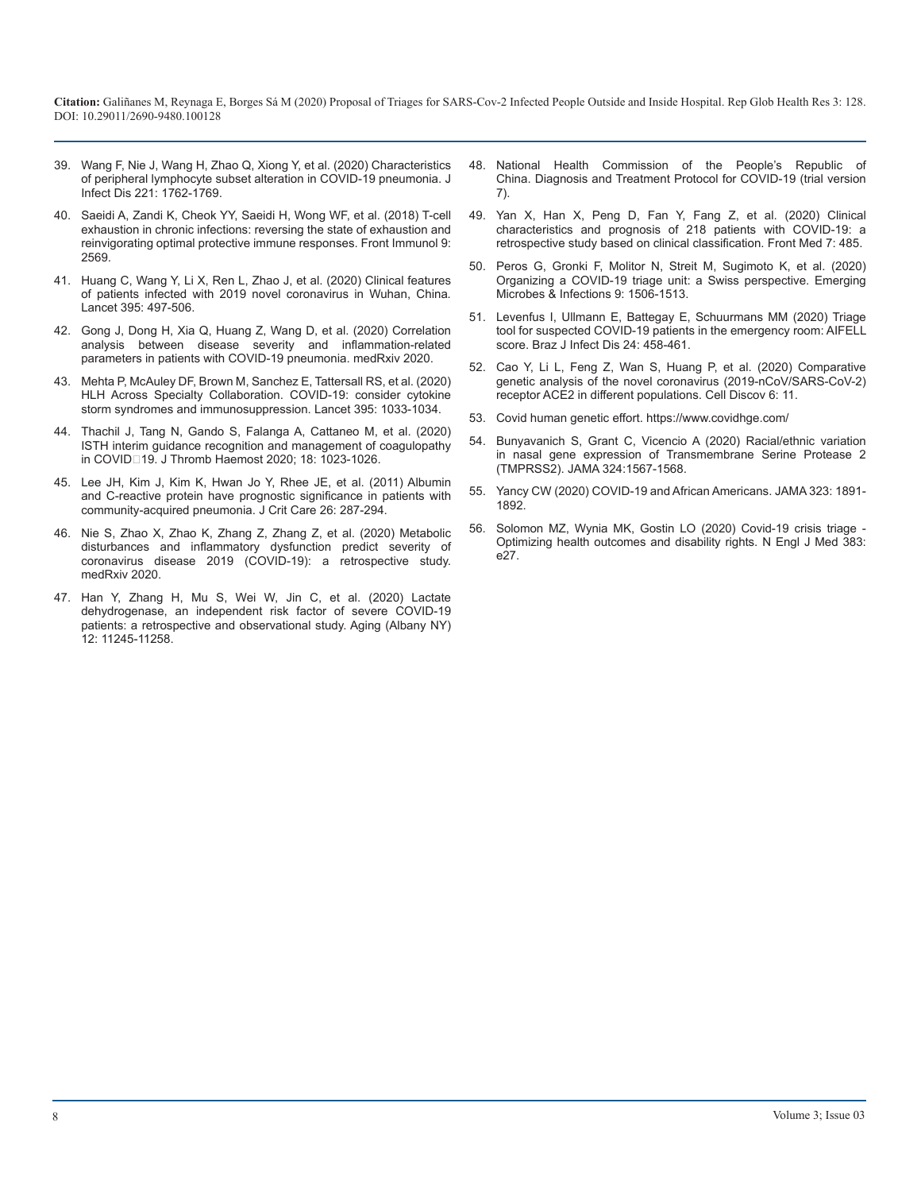39. Wang F, Nie J, Wang H, Zhao Q, Xiong Y, et al. (2020) Characteristics of peripheral lymphocyte subset alteration in COVID-19 pneumonia. J Infect Dis 221: 1762-1769.

40. Saeidi A, Zandi K, Cheok YY, Saeidi H, Wong WF, et al. (2018) T-cell exhaustion in chronic infections: reversing the state of exhaustion and reinvigorating optimal protective immune responses. Front Immunol 9: 2569.

41. Huang C, Wang Y, Li X, Ren L, Zhao J, et al. (2020) Clinical features of patients infected with 2019 novel coronavirus in Wuhan, China. Lancet 395: 497-506.

42. Gong J, Dong H, Xia Q, Huang Z, Wang D, et al. (2020) Correlation analysis between disease severity and inflammation-related parameters in patients with COVID-19 pneumonia. medRxiv 2020.

43. Mehta P, McAuley DF, Brown M, Sanchez E, Tattersall RS, et al. (2020) HLH Across Specialty Collaboration. COVID-19: consider cytokine storm syndromes and immunosuppression. Lancet 395: 1033-1034.

44. Thachil J, Tang N, Gando S, Falanga A, Cattaneo M, et al. (2020) ISTH interim guidance recognition and management of coagulopathy in COVID‐19. J Thromb Haemost 2020; 18: 1023-1026.

45. Lee JH, Kim J, Kim K, Hwan Jo Y, Rhee JE, et al. (2011) Albumin and C-reactive protein have prognostic significance in patients with community-acquired pneumonia. J Crit Care 26: 287-294.

46. Nie S, Zhao X, Zhao K, Zhang Z, Zhang Z, et al. (2020) Metabolic disturbances and inflammatory dysfunction predict severity of coronavirus disease 2019 (COVID-19): a retrospective study. medRxiv 2020.

47. Han Y, Zhang H, Mu S, Wei W, Jin C, et al. (2020) Lactate dehydrogenase, an independent risk factor of severe COVID-19 patients: a retrospective and observational study. Aging (Albany NY) 12: 11245-11258.

48. National Health Commission of the People's Republic of China. Diagnosis and Treatment Protocol for COVID-19 (trial version 7).

49. Yan X, Han X, Peng D, Fan Y, Fang Z, et al. (2020) Clinical characteristics and prognosis of 218 patients with COVID-19: a retrospective study based on clinical classification. Front Med 7: 485.

50. Peros G, Gronki F, Molitor N, Streit M, Sugimoto K, et al. (2020) Organizing a COVID-19 triage unit: a Swiss perspective. Emerging Microbes & Infections 9: 1506-1513.

51. Levenfus I, Ullmann E, Battegay E, Schuurmans MM (2020) Triage tool for suspected COVID-19 patients in the emergency room: AIFELL score. Braz J Infect Dis 24: 458-461.

52. Cao Y, Li L, Feng Z, Wan S, Huang P, et al. (2020) Comparative genetic analysis of the novel coronavirus (2019-nCoV/SARS-CoV-2) receptor ACE2 in different populations. Cell Discov 6: 11.

53. Covid human genetic effort. https://www.covidhge.com/

54. Bunyavanich S, Grant C, Vicencio A (2020) Racial/ethnic variation in nasal gene expression of Transmembrane Serine Protease 2 (TMPRSS2). JAMA 324:1567-1568.

55. Yancy CW (2020) COVID-19 and African Americans. JAMA 323: 1891-1892.

56. Solomon MZ, Wynia MK, Gostin LO (2020) Covid-19 crisis triage - Optimizing health outcomes and disability rights. N Engl J Med 383: e27.